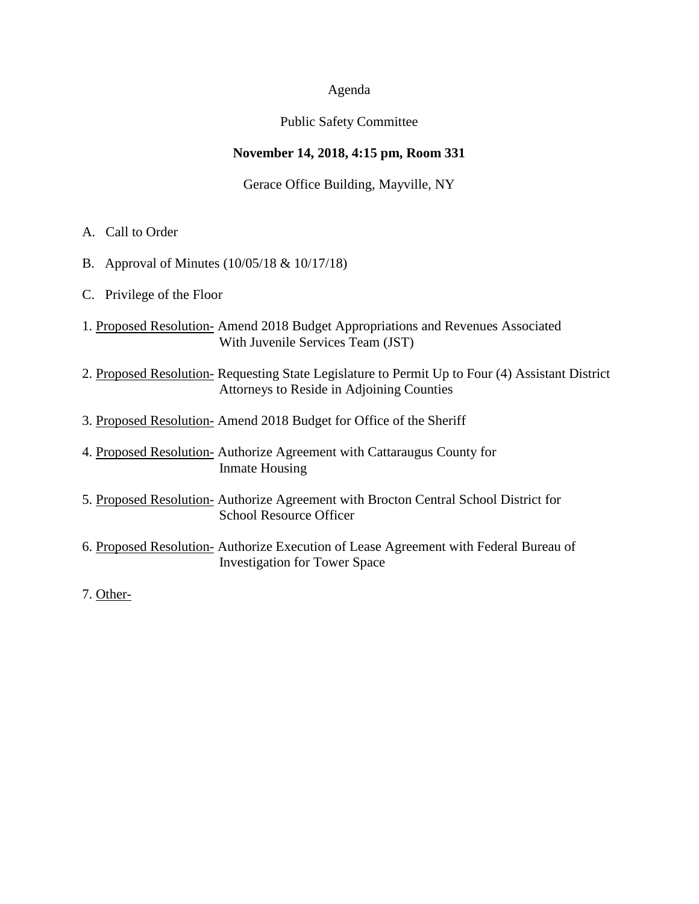Agenda

Public Safety Committee

**November 14, 2018, 4:15 pm, Room 331**

Gerace Office Building, Mayville, NY

A. Call to Order

B. Approval of Minutes (10/05/18 & 10/17/18)

C. Privilege of the Floor

1. Proposed Resolution- Amend 2018 Budget Appropriations and Revenues Associated With Juvenile Services Team (JST)

2. Proposed Resolution- Requesting State Legislature to Permit Up to Four (4) Assistant District Attorneys to Reside in Adjoining Counties

3. Proposed Resolution- Amend 2018 Budget for Office of the Sheriff

4. Proposed Resolution- Authorize Agreement with Cattaraugus County for Inmate Housing

5. Proposed Resolution- Authorize Agreement with Brocton Central School District for School Resource Officer

6. Proposed Resolution- Authorize Execution of Lease Agreement with Federal Bureau of Investigation for Tower Space

7. Other-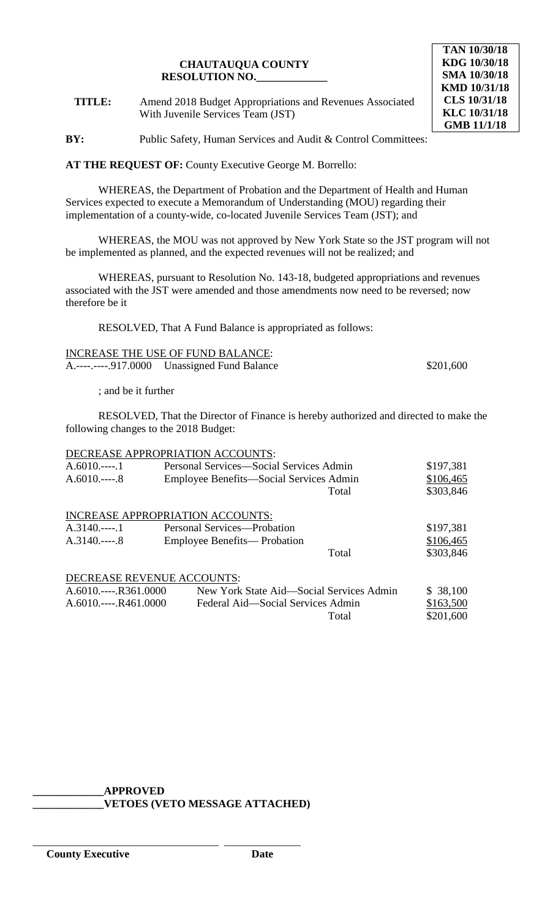**CHAUTAUQUA COUNTY**
**RESOLUTION NO.\_\_\_\_\_\_\_\_\_\_\_\_\_**

**TAN 10/30/18**
**KDG 10/30/18**
**SMA 10/30/18**
**KMD 10/31/18**
**CLS 10/31/18**
**KLC 10/31/18**
**GMB 11/1/18**

**TITLE:** Amend 2018 Budget Appropriations and Revenues Associated With Juvenile Services Team (JST)

**BY:** Public Safety, Human Services and Audit & Control Committees:

**AT THE REQUEST OF:** County Executive George M. Borrello:

WHEREAS, the Department of Probation and the Department of Health and Human Services expected to execute a Memorandum of Understanding (MOU) regarding their implementation of a county-wide, co-located Juvenile Services Team (JST); and

WHEREAS, the MOU was not approved by New York State so the JST program will not be implemented as planned, and the expected revenues will not be realized; and

WHEREAS, pursuant to Resolution No. 143-18, budgeted appropriations and revenues associated with the JST were amended and those amendments now need to be reversed; now therefore be it

RESOLVED, That A Fund Balance is appropriated as follows:

INCREASE THE USE OF FUND BALANCE:

| | | |
|---|---|---|
| A.----.----.917.0000 | Unassigned Fund Balance | $201,600 |

; and be it further

RESOLVED, That the Director of Finance is hereby authorized and directed to make the following changes to the 2018 Budget:

DECREASE APPROPRIATION ACCOUNTS:

| | | |
|---|---|---|
| A.6010.----.1 | Personal Services—Social Services Admin | $197,381 |
| A.6010.----.8 | Employee Benefits—Social Services Admin | $106,465 |
| | Total | $303,846 |

INCREASE APPROPRIATION ACCOUNTS:

| | | |
|---|---|---|
| A.3140.----.1 | Personal Services—Probation | $197,381 |
| A.3140.----.8 | Employee Benefits— Probation | $106,465 |
| | Total | $303,846 |

DECREASE REVENUE ACCOUNTS:

| | | |
|---|---|---|
| A.6010.----.R361.0000 | New York State Aid—Social Services Admin | $ 38,100 |
| A.6010.----.R461.0000 | Federal Aid—Social Services Admin | $163,500 |
| | Total | $201,600 |

\_\_\_\_\_\_\_\_\_\_\_\_\_**APPROVED**
\_\_\_\_\_\_\_\_\_\_\_\_\_**VETOES (VETO MESSAGE ATTACHED)**

\_\_\_\_\_\_\_\_\_\_\_\_\_\_\_\_\_\_\_\_\_\_\_\_\_\_\_\_\_\_\_\_\_\_ \_\_\_\_\_\_\_\_\_\_\_\_\_\_

**County Executive** **Date**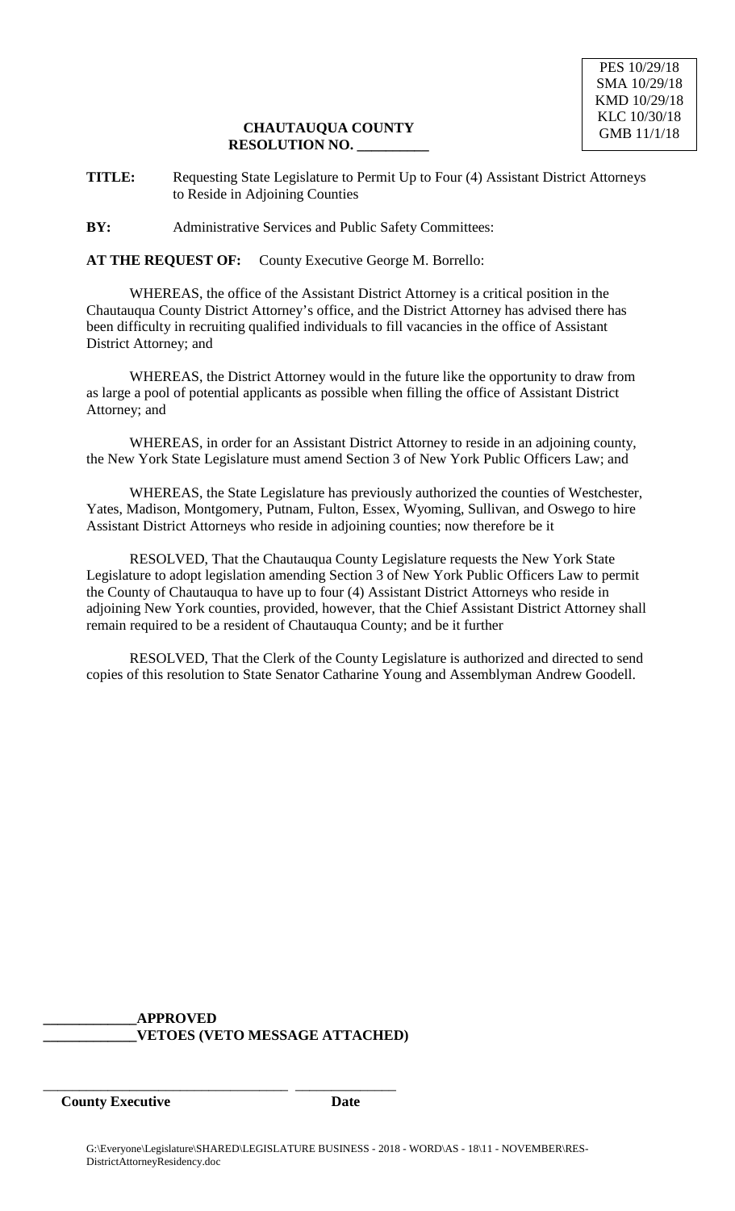PES 10/29/18
SMA 10/29/18
KMD 10/29/18
KLC 10/30/18
GMB 11/1/18

**CHAUTAUQUA COUNTY**
**RESOLUTION NO. __________**

**TITLE:** Requesting State Legislature to Permit Up to Four (4) Assistant District Attorneys to Reside in Adjoining Counties

**BY:** Administrative Services and Public Safety Committees:

**AT THE REQUEST OF:** County Executive George M. Borrello:

WHEREAS, the office of the Assistant District Attorney is a critical position in the Chautauqua County District Attorney's office, and the District Attorney has advised there has been difficulty in recruiting qualified individuals to fill vacancies in the office of Assistant District Attorney; and

WHEREAS, the District Attorney would in the future like the opportunity to draw from as large a pool of potential applicants as possible when filling the office of Assistant District Attorney; and

WHEREAS, in order for an Assistant District Attorney to reside in an adjoining county, the New York State Legislature must amend Section 3 of New York Public Officers Law; and

WHEREAS, the State Legislature has previously authorized the counties of Westchester, Yates, Madison, Montgomery, Putnam, Fulton, Essex, Wyoming, Sullivan, and Oswego to hire Assistant District Attorneys who reside in adjoining counties; now therefore be it

RESOLVED, That the Chautauqua County Legislature requests the New York State Legislature to adopt legislation amending Section 3 of New York Public Officers Law to permit the County of Chautauqua to have up to four (4) Assistant District Attorneys who reside in adjoining New York counties, provided, however, that the Chief Assistant District Attorney shall remain required to be a resident of Chautauqua County; and be it further

RESOLVED, That the Clerk of the County Legislature is authorized and directed to send copies of this resolution to State Senator Catharine Young and Assemblyman Andrew Goodell.

**_____________APPROVED**
**_____________VETOES (VETO MESSAGE ATTACHED)**

___________________________________ _______________
**County Executive** **Date**

G:\Everyone\Legislature\SHARED\LEGISLATURE BUSINESS - 2018 - WORD\AS - 18\11 - NOVEMBER\RES-DistrictAttorneyResidency.doc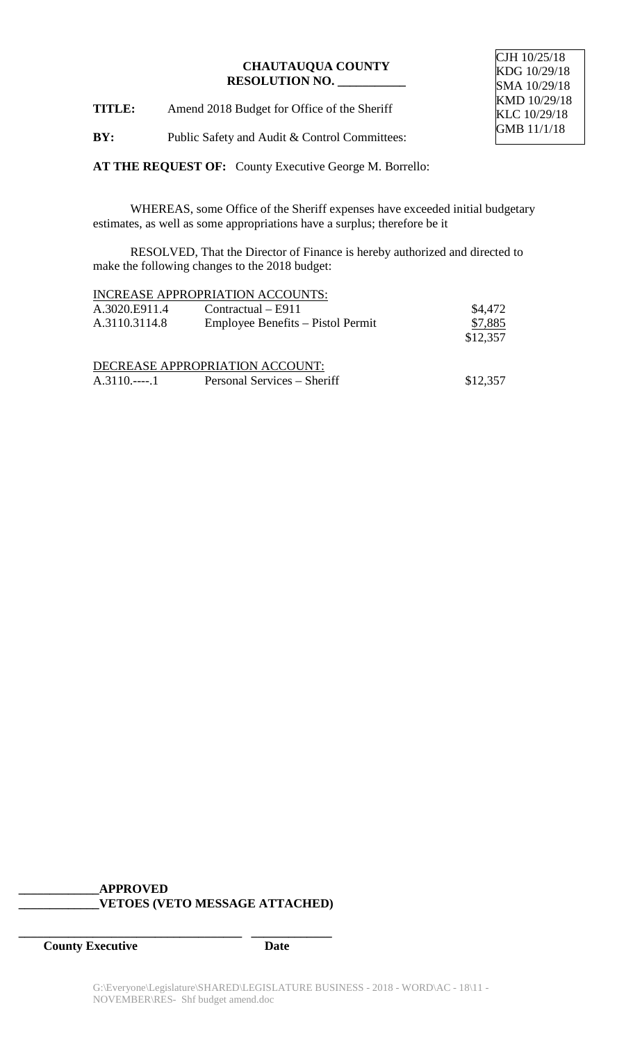CJH 10/25/18
KDG 10/29/18
SMA 10/29/18
KMD 10/29/18
KLC 10/29/18
GMB 11/1/18

**CHAUTAUQUA COUNTY**
**RESOLUTION NO. \_\_\_\_\_\_\_\_\_\_\_**

**TITLE:** Amend 2018 Budget for Office of the Sheriff

**BY:** Public Safety and Audit & Control Committees:

**AT THE REQUEST OF:** County Executive George M. Borrello:

WHEREAS, some Office of the Sheriff expenses have exceeded initial budgetary estimates, as well as some appropriations have a surplus; therefore be it

RESOLVED, That the Director of Finance is hereby authorized and directed to make the following changes to the 2018 budget:

INCREASE APPROPRIATION ACCOUNTS:

| | | |
|---|---|---|
| A.3020.E911.4 | Contractual – E911 | $4,472 |
| A.3110.3114.8 | Employee Benefits – Pistol Permit | $7,885 |
| | | $12,357 |

DECREASE APPROPRIATION ACCOUNT:

| | | |
|---|---|---|
| A.3110.----.1 | Personal Services – Sheriff | $12,357 |

\_\_\_\_\_\_\_\_\_\_\_\_\_**APPROVED**
\_\_\_\_\_\_\_\_\_\_\_\_\_**VETOES (VETO MESSAGE ATTACHED)**

\_\_\_\_\_\_\_\_\_\_\_\_\_\_\_\_\_\_\_\_\_\_\_\_\_\_\_\_\_\_\_\_\_\_\_\_ \_\_\_\_\_\_\_\_\_\_\_\_\_

**County Executive** **Date**

G:\Everyone\Legislature\SHARED\LEGISLATURE BUSINESS - 2018 - WORD\AC - 18\11 - NOVEMBER\RES- Shf budget amend.doc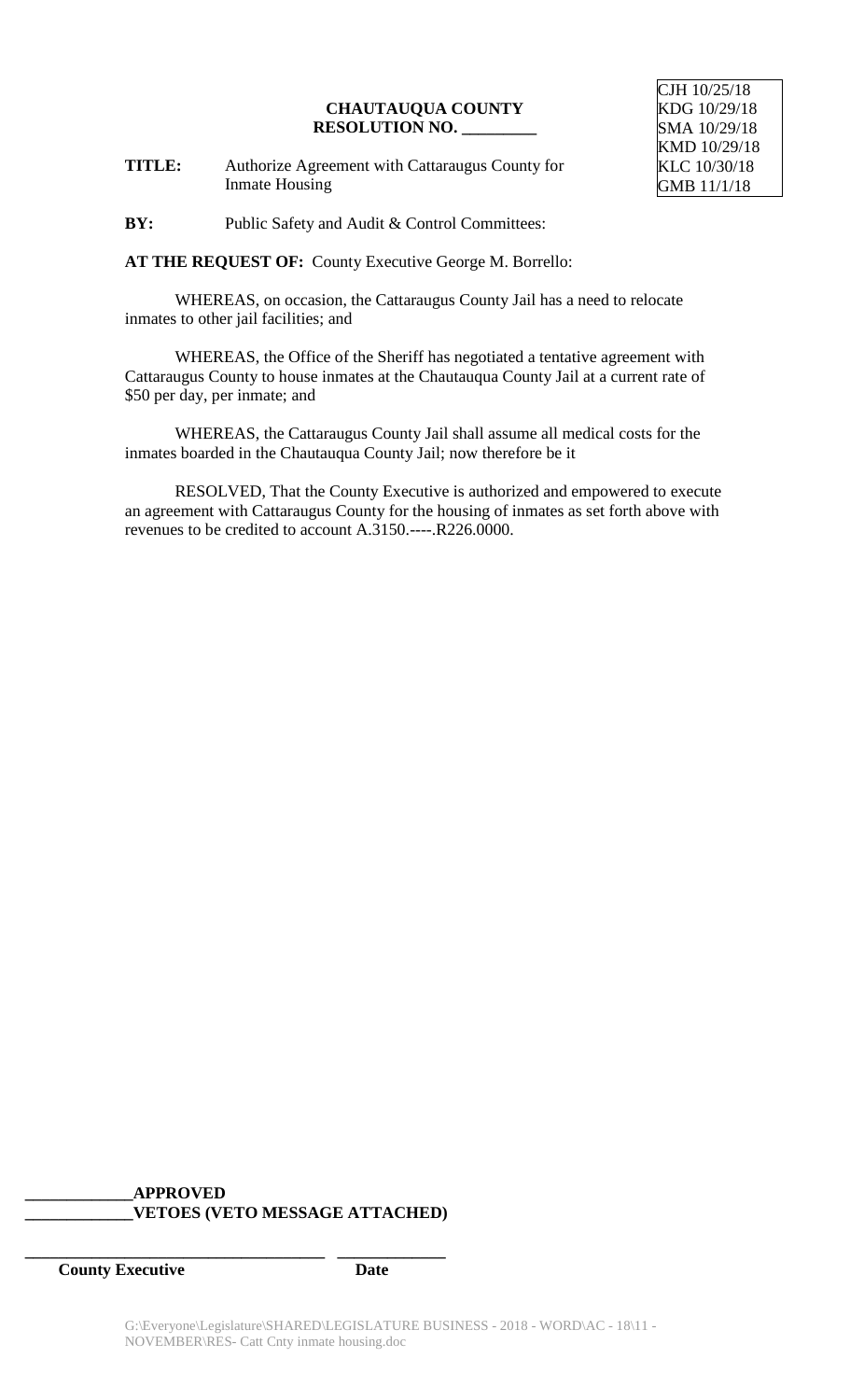CJH 10/25/18
KDG 10/29/18
SMA 10/29/18
KMD 10/29/18
KLC 10/30/18
GMB 11/1/18

**CHAUTAUQUA COUNTY**
**RESOLUTION NO. _________**

**TITLE:** Authorize Agreement with Cattaraugus County for Inmate Housing

**BY:** Public Safety and Audit & Control Committees:

**AT THE REQUEST OF:** County Executive George M. Borrello:

WHEREAS, on occasion, the Cattaraugus County Jail has a need to relocate inmates to other jail facilities; and

WHEREAS, the Office of the Sheriff has negotiated a tentative agreement with Cattaraugus County to house inmates at the Chautauqua County Jail at a current rate of $50 per day, per inmate; and

WHEREAS, the Cattaraugus County Jail shall assume all medical costs for the inmates boarded in the Chautauqua County Jail; now therefore be it

RESOLVED, That the County Executive is authorized and empowered to execute an agreement with Cattaraugus County for the housing of inmates as set forth above with revenues to be credited to account A.3150.----.R226.0000.

**_____________APPROVED**
**_____________VETOES (VETO MESSAGE ATTACHED)**

**_____________________________________ _____________**
**County Executive Date**

G:\Everyone\Legislature\SHARED\LEGISLATURE BUSINESS - 2018 - WORD\AC - 18\11 - NOVEMBER\RES- Catt Cnty inmate housing.doc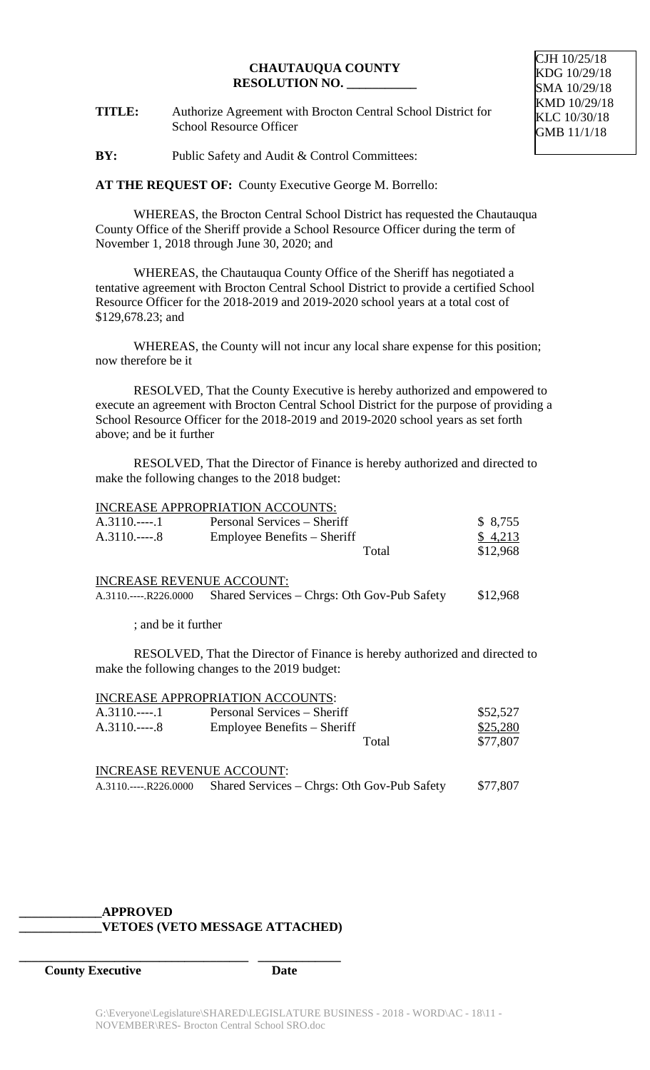CJH 10/25/18
KDG 10/29/18
SMA 10/29/18
KMD 10/29/18
KLC 10/30/18
GMB 11/1/18

**CHAUTAUQUA COUNTY**
**RESOLUTION NO. ___________**

**TITLE:** Authorize Agreement with Brocton Central School District for School Resource Officer

**BY:** Public Safety and Audit & Control Committees:

**AT THE REQUEST OF:** County Executive George M. Borrello:

WHEREAS, the Brocton Central School District has requested the Chautauqua County Office of the Sheriff provide a School Resource Officer during the term of November 1, 2018 through June 30, 2020; and

WHEREAS, the Chautauqua County Office of the Sheriff has negotiated a tentative agreement with Brocton Central School District to provide a certified School Resource Officer for the 2018-2019 and 2019-2020 school years at a total cost of $129,678.23; and

WHEREAS, the County will not incur any local share expense for this position; now therefore be it

RESOLVED, That the County Executive is hereby authorized and empowered to execute an agreement with Brocton Central School District for the purpose of providing a School Resource Officer for the 2018-2019 and 2019-2020 school years as set forth above; and be it further

RESOLVED, That the Director of Finance is hereby authorized and directed to make the following changes to the 2018 budget:

INCREASE APPROPRIATION ACCOUNTS:

| | | |
|---|---|---|
| A.3110.----.1 | Personal Services – Sheriff | $ 8,755 |
| A.3110.----.8 | Employee Benefits – Sheriff | $ 4,213 |
| | Total | $12,968 |

INCREASE REVENUE ACCOUNT:

| | | |
|---|---|---|
| A.3110.----.R226.0000 | Shared Services – Chrgs: Oth Gov-Pub Safety | $12,968 |

; and be it further

RESOLVED, That the Director of Finance is hereby authorized and directed to make the following changes to the 2019 budget:

INCREASE APPROPRIATION ACCOUNTS:

| | | |
|---|---|---|
| A.3110.----.1 | Personal Services – Sheriff | $52,527 |
| A.3110.----.8 | Employee Benefits – Sheriff | $25,280 |
| | Total | $77,807 |

INCREASE REVENUE ACCOUNT:

| | | |
|---|---|---|
| A.3110.----.R226.0000 | Shared Services – Chrgs: Oth Gov-Pub Safety | $77,807 |

_____________**APPROVED**
_____________**VETOES (VETO MESSAGE ATTACHED)**

_____________________________________ _____________
**County Executive** **Date**

G:\Everyone\Legislature\SHARED\LEGISLATURE BUSINESS - 2018 - WORD\AC - 18\11 - NOVEMBER\RES- Brocton Central School SRO.doc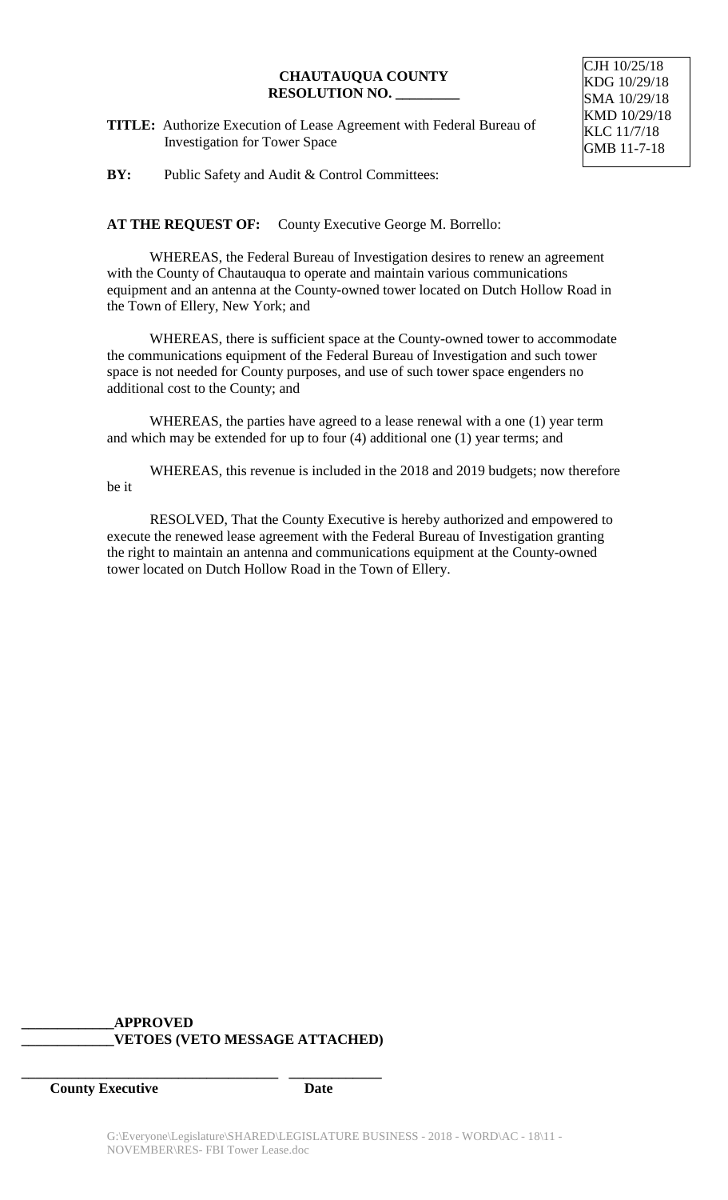**CHAUTAUQUA COUNTY**
**RESOLUTION NO. _________**

CJH 10/25/18
KDG 10/29/18
SMA 10/29/18
KMD 10/29/18
KLC 11/7/18
GMB 11-7-18

**TITLE:** Authorize Execution of Lease Agreement with Federal Bureau of Investigation for Tower Space

**BY:** Public Safety and Audit & Control Committees:

**AT THE REQUEST OF:** County Executive George M. Borrello:

WHEREAS, the Federal Bureau of Investigation desires to renew an agreement with the County of Chautauqua to operate and maintain various communications equipment and an antenna at the County-owned tower located on Dutch Hollow Road in the Town of Ellery, New York; and

WHEREAS, there is sufficient space at the County-owned tower to accommodate the communications equipment of the Federal Bureau of Investigation and such tower space is not needed for County purposes, and use of such tower space engenders no additional cost to the County; and

WHEREAS, the parties have agreed to a lease renewal with a one (1) year term and which may be extended for up to four (4) additional one (1) year terms; and

WHEREAS, this revenue is included in the 2018 and 2019 budgets; now therefore be it

RESOLVED, That the County Executive is hereby authorized and empowered to execute the renewed lease agreement with the Federal Bureau of Investigation granting the right to maintain an antenna and communications equipment at the County-owned tower located on Dutch Hollow Road in the Town of Ellery.

**_____________APPROVED**
**_____________VETOES (VETO MESSAGE ATTACHED)**

**____________________________________ _____________**
**County Executive Date**

G:\Everyone\Legislature\SHARED\LEGISLATURE BUSINESS - 2018 - WORD\AC - 18\11 - NOVEMBER\RES- FBI Tower Lease.doc